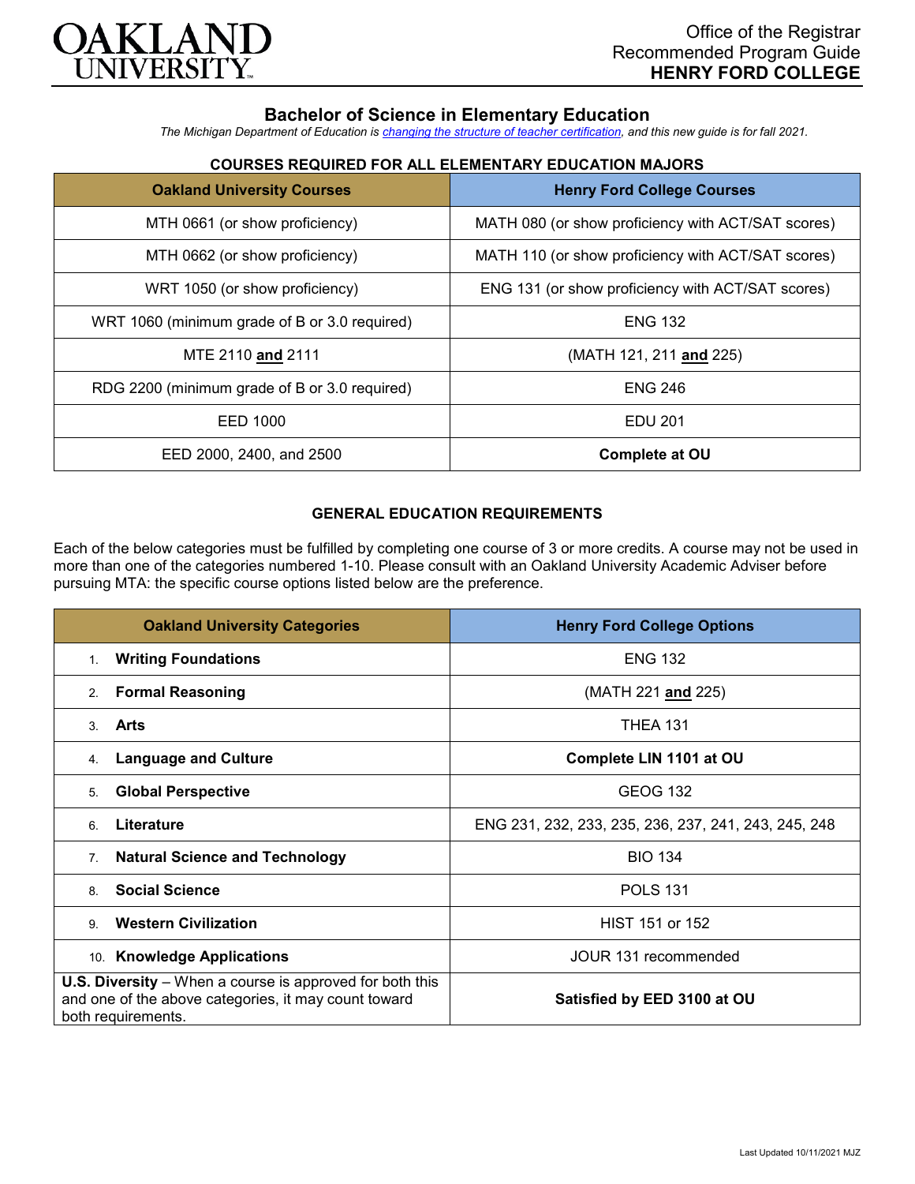Office of the Registrar
Recommended Program Guide
**HENRY FORD COLLEGE**

## Bachelor of Science in Elementary Education

*The Michigan Department of Education is changing the structure of teacher certification, and this new guide is for fall 2021.*

### COURSES REQUIRED FOR ALL ELEMENTARY EDUCATION MAJORS

| Oakland University Courses | Henry Ford College Courses |
|---|---|
| MTH 0661 (or show proficiency) | MATH 080 (or show proficiency with ACT/SAT scores) |
| MTH 0662 (or show proficiency) | MATH 110 (or show proficiency with ACT/SAT scores) |
| WRT 1050 (or show proficiency) | ENG 131 (or show proficiency with ACT/SAT scores) |
| WRT 1060 (minimum grade of B or 3.0 required) | ENG 132 |
| MTE 2110 **and** 2111 | (MATH 121, 211 **and** 225) |
| RDG 2200 (minimum grade of B or 3.0 required) | ENG 246 |
| EED 1000 | EDU 201 |
| EED 2000, 2400, and 2500 | **Complete at OU** |

### GENERAL EDUCATION REQUIREMENTS

Each of the below categories must be fulfilled by completing one course of 3 or more credits. A course may not be used in more than one of the categories numbered 1-10. Please consult with an Oakland University Academic Adviser before pursuing MTA: the specific course options listed below are the preference.

| Oakland University Categories | Henry Ford College Options |
|---|---|
| 1. **Writing Foundations** | ENG 132 |
| 2. **Formal Reasoning** | (MATH 221 **and** 225) |
| 3. **Arts** | THEA 131 |
| 4. **Language and Culture** | **Complete LIN 1101 at OU** |
| 5. **Global Perspective** | GEOG 132 |
| 6. **Literature** | ENG 231, 232, 233, 235, 236, 237, 241, 243, 245, 248 |
| 7. **Natural Science and Technology** | BIO 134 |
| 8. **Social Science** | POLS 131 |
| 9. **Western Civilization** | HIST 151 or 152 |
| 10. **Knowledge Applications** | JOUR 131 recommended |
| **U.S. Diversity** – When a course is approved for both this and one of the above categories, it may count toward both requirements. | **Satisfied by EED 3100 at OU** |

Last Updated 10/11/2021 MJZ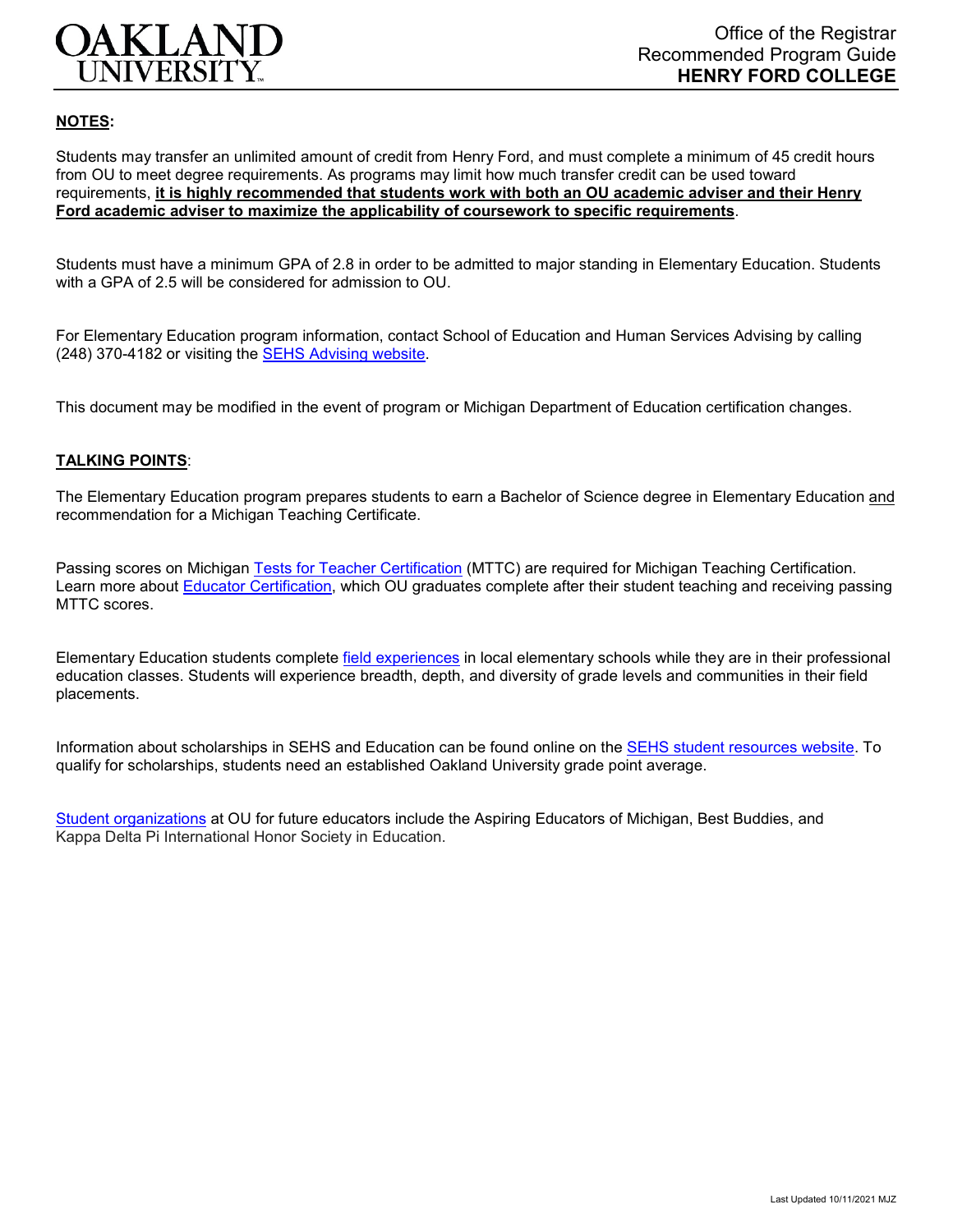**NOTES:**

Students may transfer an unlimited amount of credit from Henry Ford, and must complete a minimum of 45 credit hours from OU to meet degree requirements. As programs may limit how much transfer credit can be used toward requirements, **it is highly recommended that students work with both an OU academic adviser and their Henry Ford academic adviser to maximize the applicability of coursework to specific requirements**.

Students must have a minimum GPA of 2.8 in order to be admitted to major standing in Elementary Education. Students with a GPA of 2.5 will be considered for admission to OU.

For Elementary Education program information, contact School of Education and Human Services Advising by calling (248) 370-4182 or visiting the SEHS Advising website.

This document may be modified in the event of program or Michigan Department of Education certification changes.

**TALKING POINTS**:

The Elementary Education program prepares students to earn a Bachelor of Science degree in Elementary Education and recommendation for a Michigan Teaching Certificate.

Passing scores on Michigan Tests for Teacher Certification (MTTC) are required for Michigan Teaching Certification. Learn more about Educator Certification, which OU graduates complete after their student teaching and receiving passing MTTC scores.

Elementary Education students complete field experiences in local elementary schools while they are in their professional education classes. Students will experience breadth, depth, and diversity of grade levels and communities in their field placements.

Information about scholarships in SEHS and Education can be found online on the SEHS student resources website. To qualify for scholarships, students need an established Oakland University grade point average.

Student organizations at OU for future educators include the Aspiring Educators of Michigan, Best Buddies, and Kappa Delta Pi International Honor Society in Education.